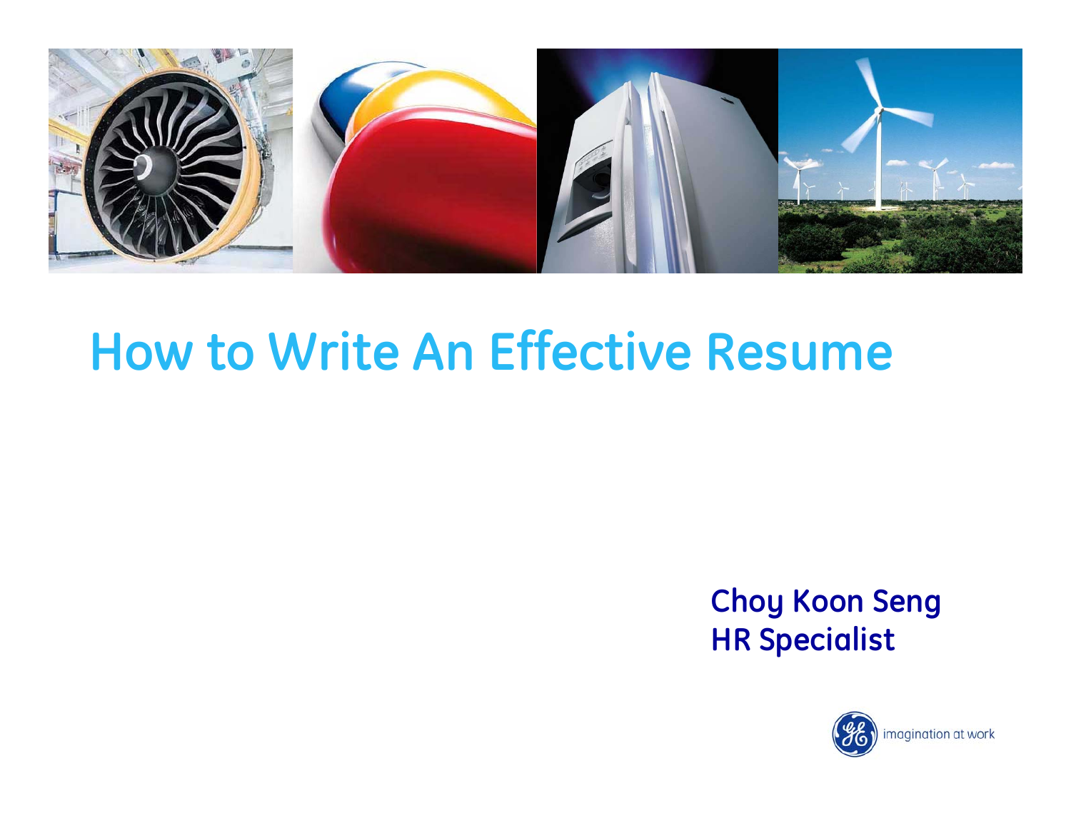# How to Write An Effective Resume

**Choy Koon Seng**
**HR Specialist**

imagination at work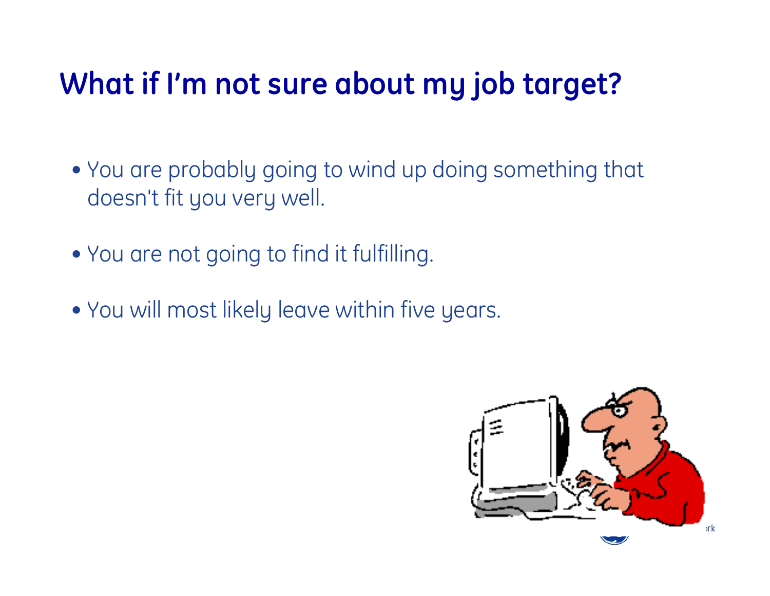# What if I'm not sure about my job target?

- You are probably going to wind up doing something that doesn't fit you very well.
- You are not going to find it fulfilling.
- You will most likely leave within five years.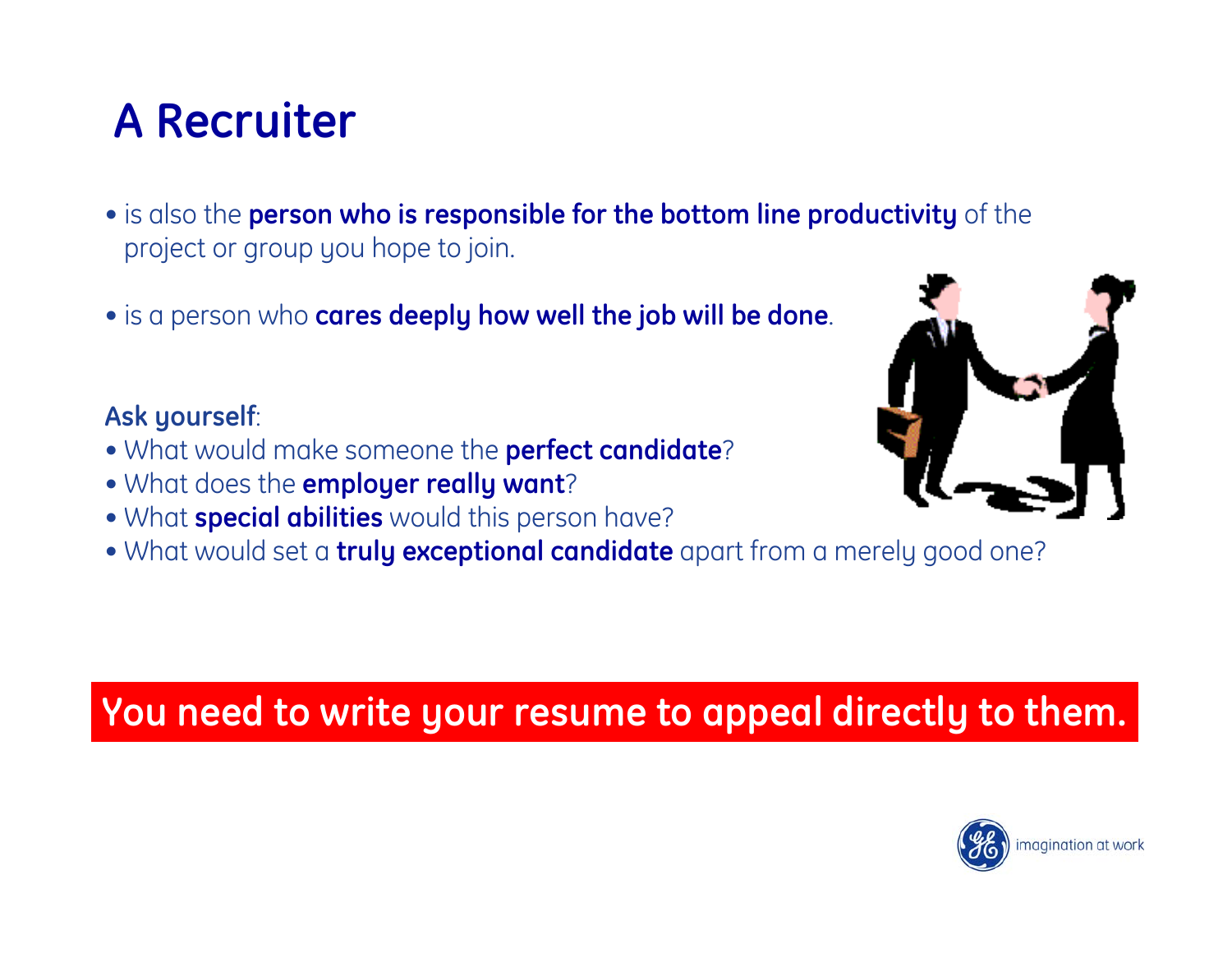# A Recruiter

- is also the **person who is responsible for the bottom line productivity** of the project or group you hope to join.
- is a person who **cares deeply how well the job will be done**.

**Ask yourself**:

- What would make someone the **perfect candidate**?
- What does the **employer really want**?
- What **special abilities** would this person have?
- What would set a **truly exceptional candidate** apart from a merely good one?

**You need to write your resume to appeal directly to them.**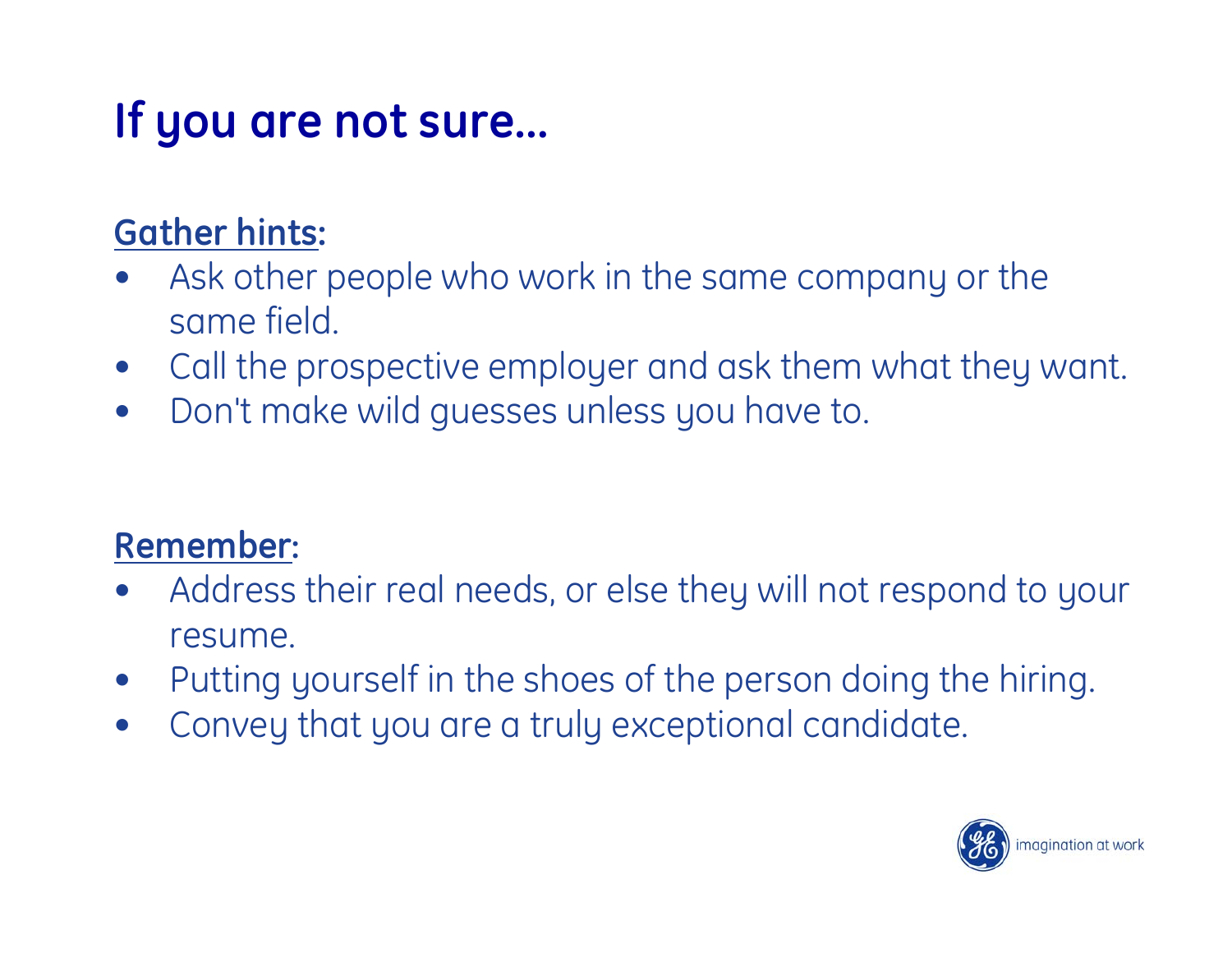# If you are not sure…

**Gather hints:**

- Ask other people who work in the same company or the same field.
- Call the prospective employer and ask them what they want.
- Don't make wild guesses unless you have to.

**Remember:**

- Address their real needs, or else they will not respond to your resume.
- Putting yourself in the shoes of the person doing the hiring.
- Convey that you are a truly exceptional candidate.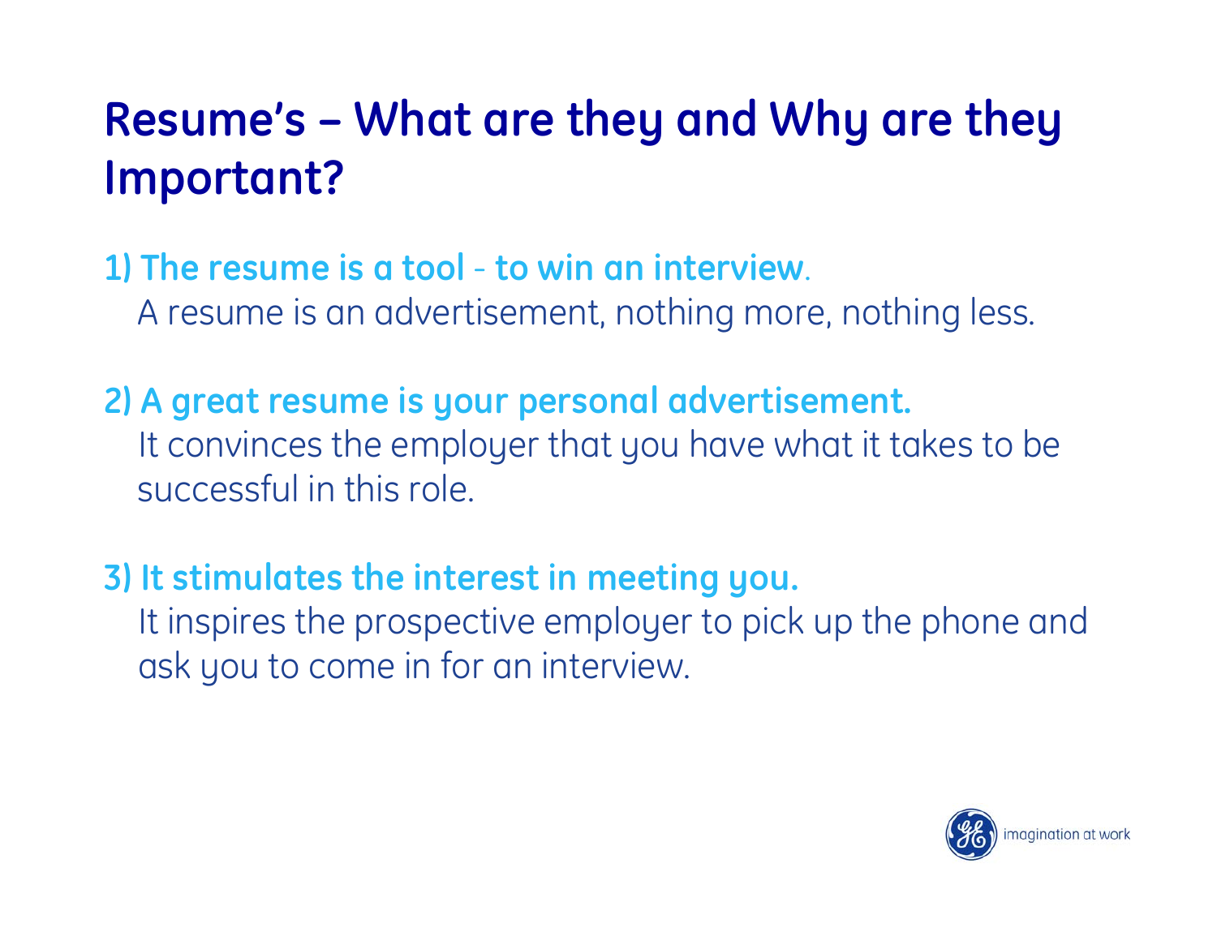# Resume's – What are they and Why are they Important?

**1) The resume is a tool - to win an interview.**

A resume is an advertisement, nothing more, nothing less.

**2) A great resume is your personal advertisement.**

It convinces the employer that you have what it takes to be successful in this role.

**3) It stimulates the interest in meeting you.**

It inspires the prospective employer to pick up the phone and ask you to come in for an interview.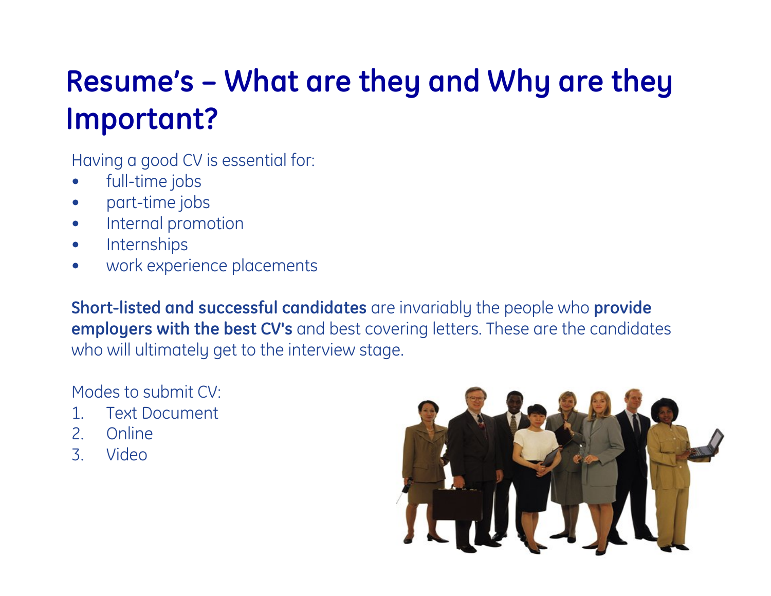# Resume's – What are they and Why are they Important?

Having a good CV is essential for:

- full-time jobs
- part-time jobs
- Internal promotion
- Internships
- work experience placements

**Short-listed and successful candidates** are invariably the people who **provide employers with the best CV's** and best covering letters. These are the candidates who will ultimately get to the interview stage.

Modes to submit CV:

1. Text Document
2. Online
3. Video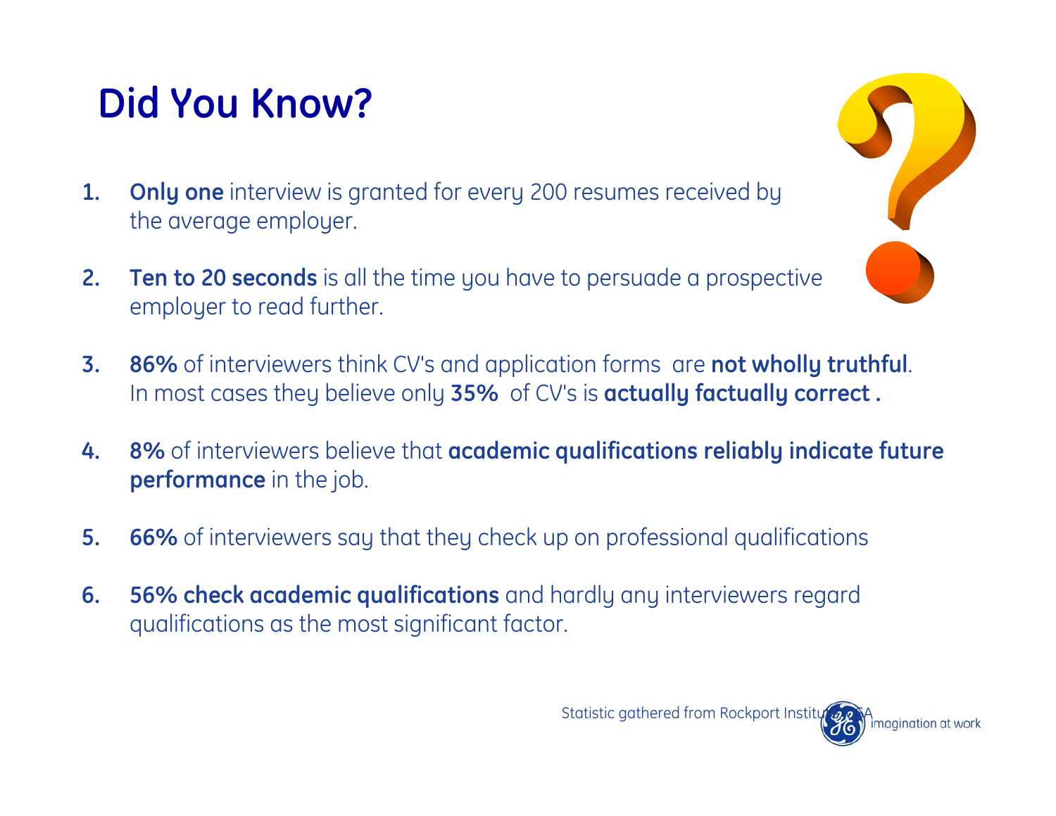# Did You Know?

1. **Only one** interview is granted for every 200 resumes received by the average employer.
2. **Ten to 20 seconds** is all the time you have to persuade a prospective employer to read further.
3. **86%** of interviewers think CV's and application forms are **not wholly truthful**. In most cases they believe only **35%** of CV's is **actually factually correct .**
4. **8%** of interviewers believe that **academic qualifications reliably indicate future performance** in the job.
5. **66%** of interviewers say that they check up on professional qualifications
6. **56% check academic qualifications** and hardly any interviewers regard qualifications as the most significant factor.

Statistic gathered from Rockport Institute USA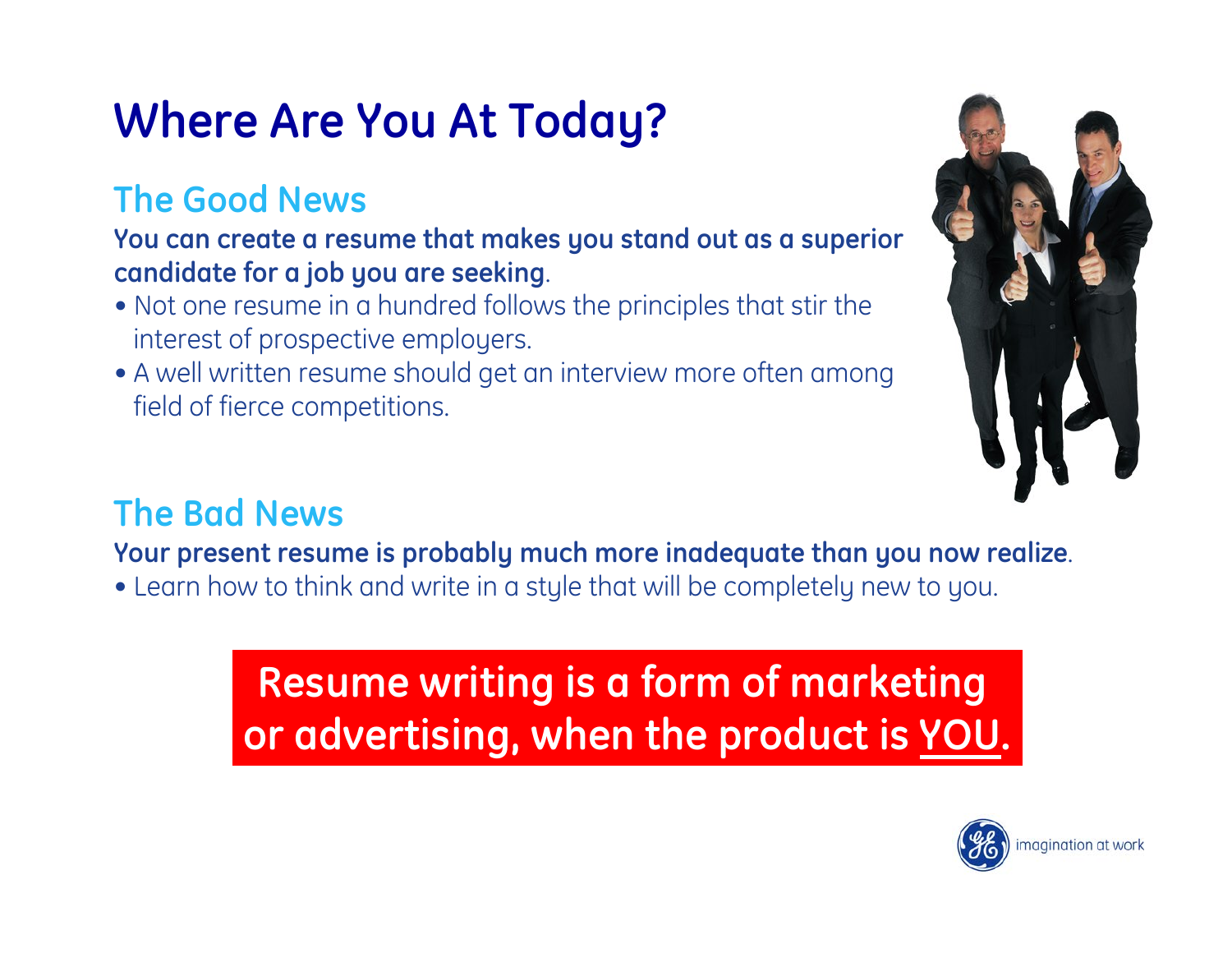# Where Are You At Today?

## The Good News

**You can create a resume that makes you stand out as a superior candidate for a job you are seeking**.

- Not one resume in a hundred follows the principles that stir the interest of prospective employers.
- A well written resume should get an interview more often among field of fierce competitions.

## The Bad News

**Your present resume is probably much more inadequate than you now realize**.

- Learn how to think and write in a style that will be completely new to you.

**Resume writing is a form of marketing or advertising, when the product is YOU.**

imagination at work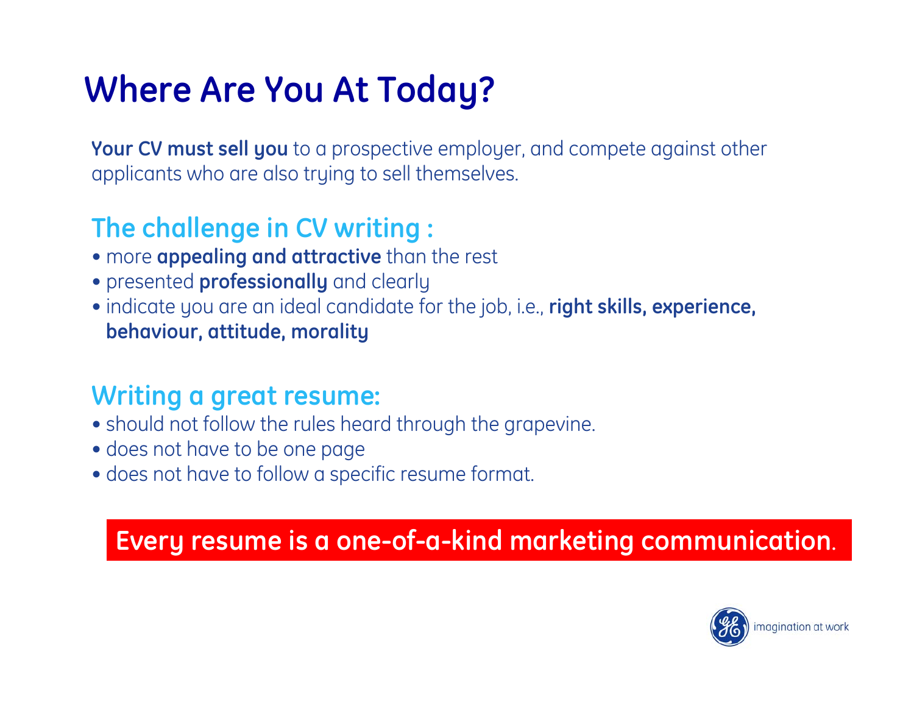# Where Are You At Today?

**Your CV must sell you** to a prospective employer, and compete against other applicants who are also trying to sell themselves.

## The challenge in CV writing :

- more **appealing and attractive** than the rest
- presented **professionally** and clearly
- indicate you are an ideal candidate for the job, i.e., **right skills, experience, behaviour, attitude, morality**

## Writing a great resume:

- should not follow the rules heard through the grapevine.
- does not have to be one page
- does not have to follow a specific resume format.

**Every resume is a one-of-a-kind marketing communication.**

imagination at work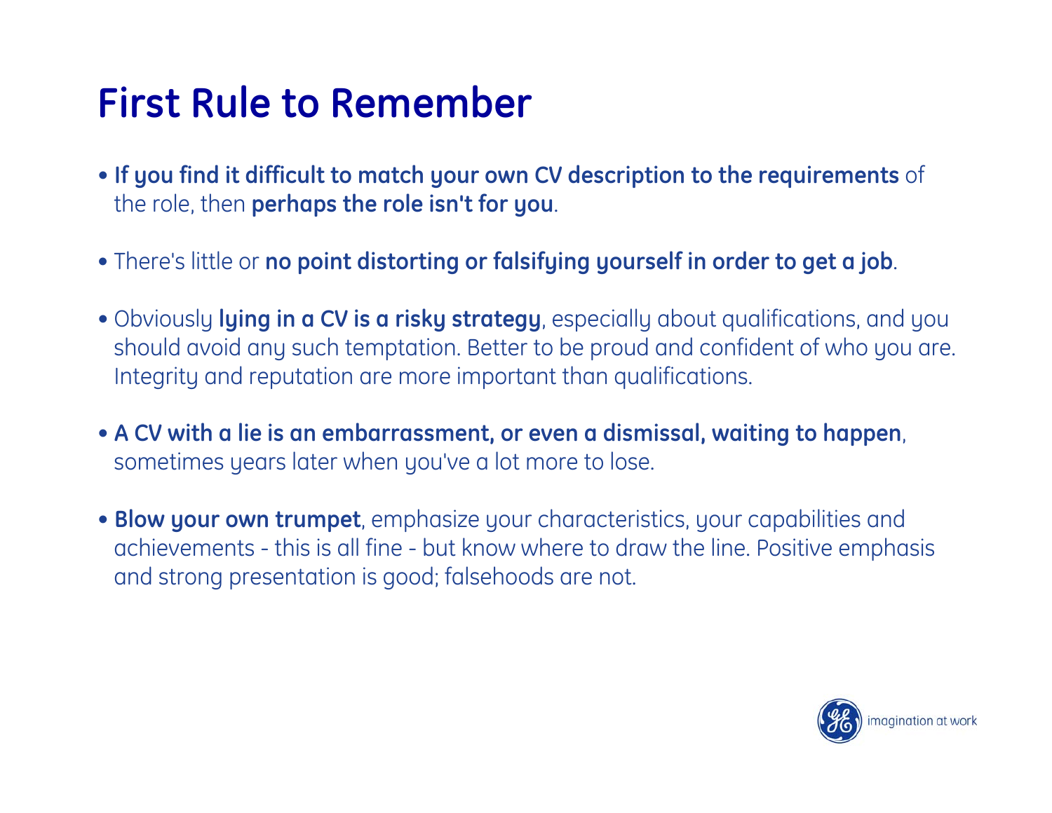# First Rule to Remember

- **If you find it difficult to match your own CV description to the requirements** of the role, then **perhaps the role isn't for you**.
- There's little or **no point distorting or falsifying yourself in order to get a job**.
- Obviously **lying in a CV is a risky strategy**, especially about qualifications, and you should avoid any such temptation. Better to be proud and confident of who you are. Integrity and reputation are more important than qualifications.
- **A CV with a lie is an embarrassment, or even a dismissal, waiting to happen**, sometimes years later when you've a lot more to lose.
- **Blow your own trumpet**, emphasize your characteristics, your capabilities and achievements - this is all fine - but know where to draw the line. Positive emphasis and strong presentation is good; falsehoods are not.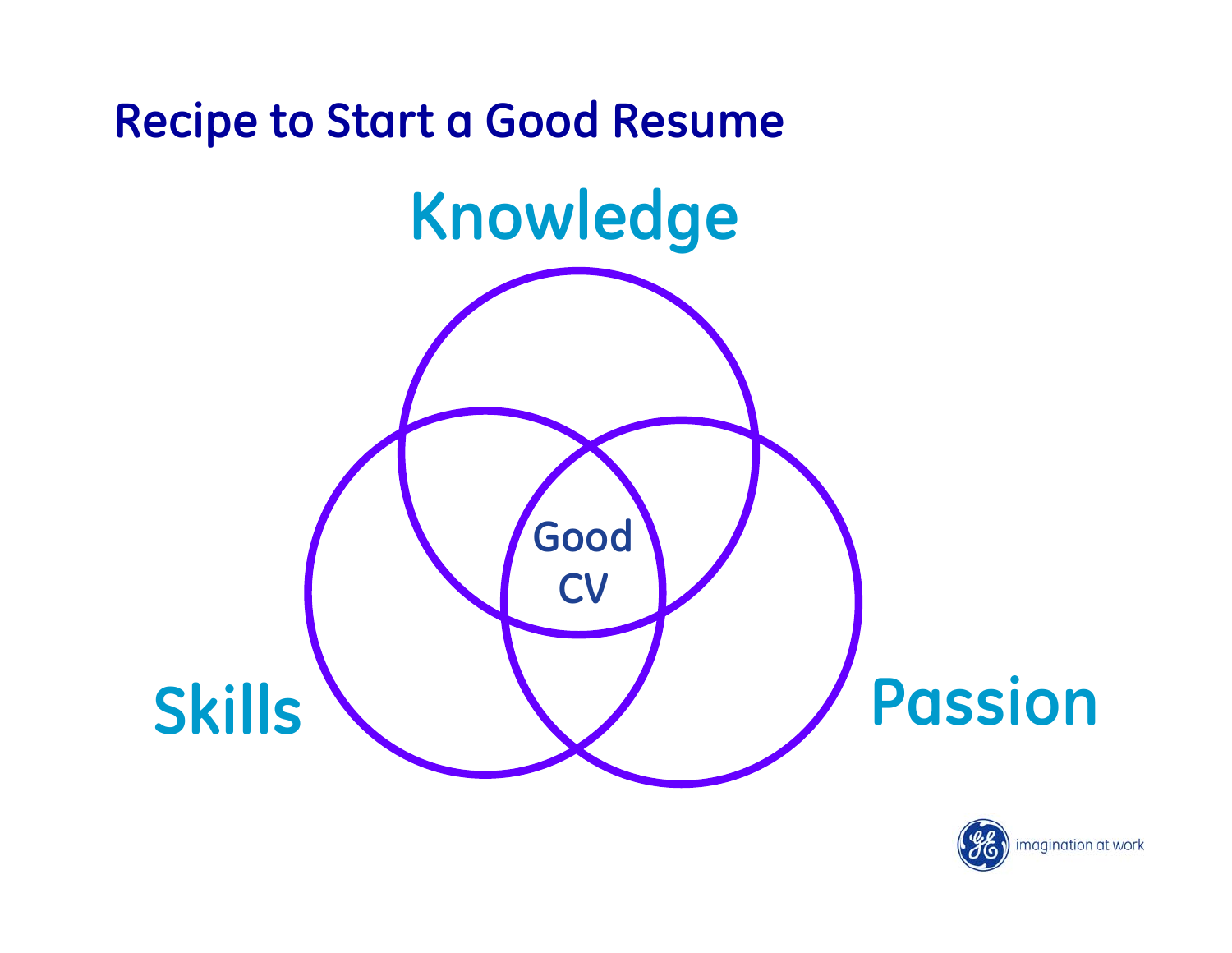# Recipe to Start a Good Resume

Knowledge

Skills

Passion

Good CV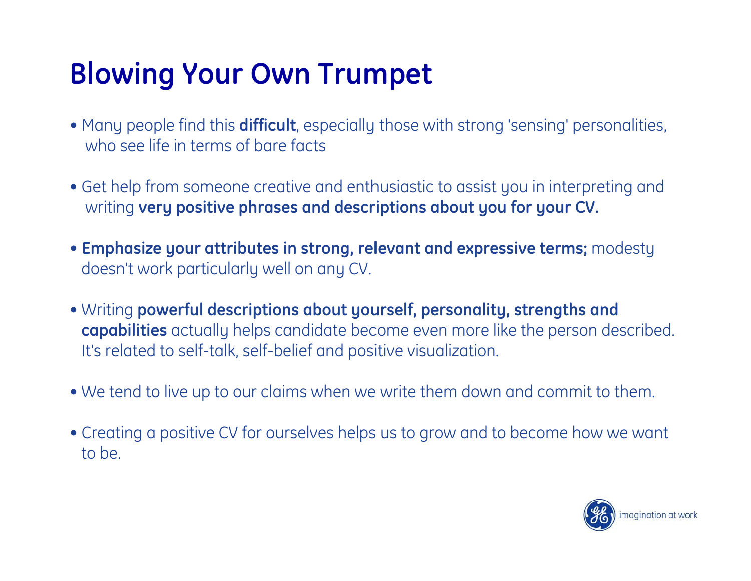# Blowing Your Own Trumpet

- Many people find this **difficult**, especially those with strong 'sensing' personalities, who see life in terms of bare facts
- Get help from someone creative and enthusiastic to assist you in interpreting and writing **very positive phrases and descriptions about you for your CV.**
- **Emphasize your attributes in strong, relevant and expressive terms;** modesty doesn't work particularly well on any CV.
- Writing **powerful descriptions about yourself, personality, strengths and capabilities** actually helps candidate become even more like the person described. It's related to self-talk, self-belief and positive visualization.
- We tend to live up to our claims when we write them down and commit to them.
- Creating a positive CV for ourselves helps us to grow and to become how we want to be.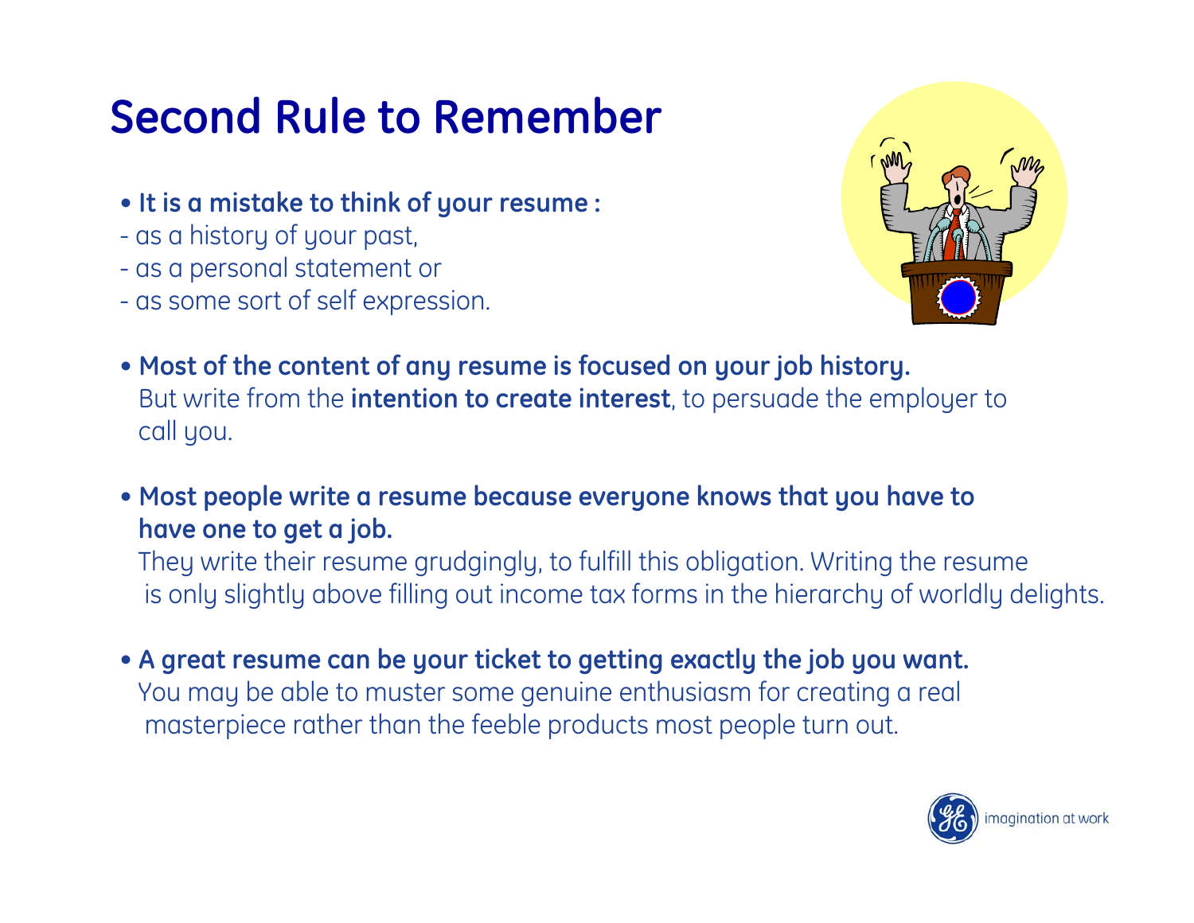# Second Rule to Remember

- **It is a mistake to think of your resume :**
  - as a history of your past,
  - as a personal statement or
  - as some sort of self expression.

- **Most of the content of any resume is focused on your job history.** But write from the **intention to create interest**, to persuade the employer to call you.

- **Most people write a resume because everyone knows that you have to have one to get a job.** They write their resume grudgingly, to fulfill this obligation. Writing the resume is only slightly above filling out income tax forms in the hierarchy of worldly delights.

- **A great resume can be your ticket to getting exactly the job you want.** You may be able to muster some genuine enthusiasm for creating a real masterpiece rather than the feeble products most people turn out.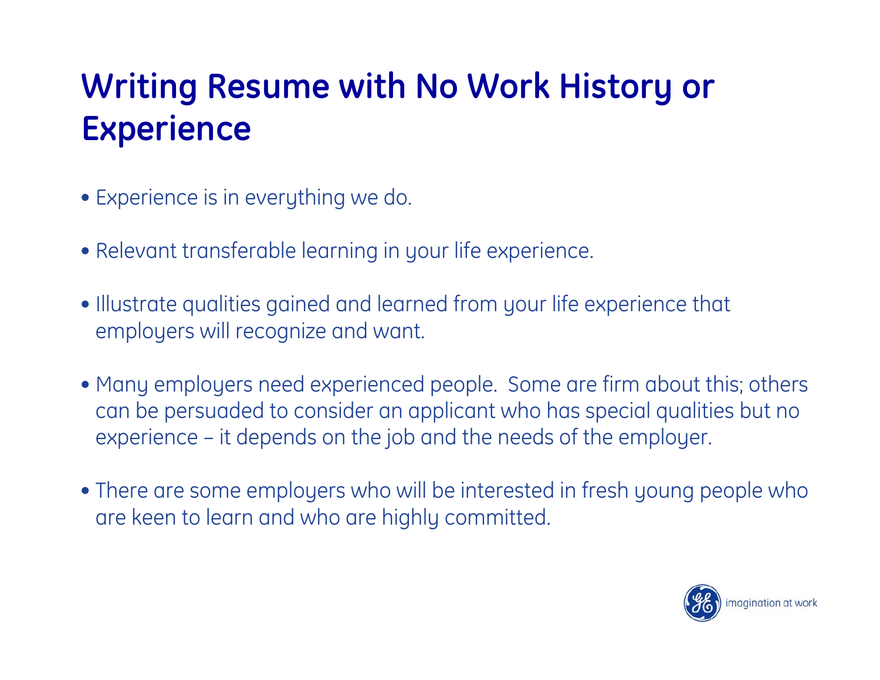# Writing Resume with No Work History or Experience

- Experience is in everything we do.
- Relevant transferable learning in your life experience.
- Illustrate qualities gained and learned from your life experience that employers will recognize and want.
- Many employers need experienced people.  Some are firm about this; others can be persuaded to consider an applicant who has special qualities but no experience – it depends on the job and the needs of the employer.
- There are some employers who will be interested in fresh young people who are keen to learn and who are highly committed.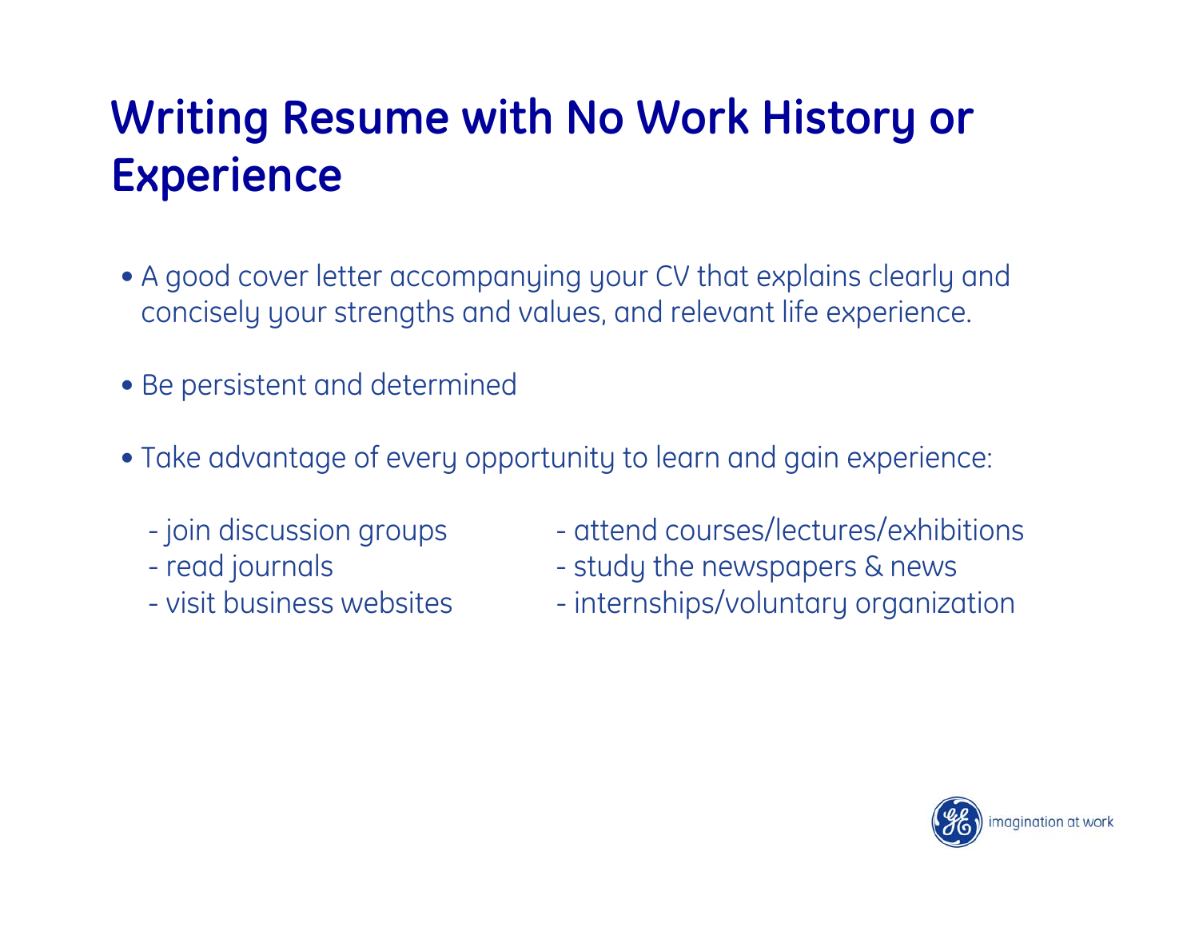# Writing Resume with No Work History or Experience

- A good cover letter accompanying your CV that explains clearly and concisely your strengths and values, and relevant life experience.
- Be persistent and determined
- Take advantage of every opportunity to learn and gain experience:
  - join discussion groups
  - read journals
  - visit business websites
  - attend courses/lectures/exhibitions
  - study the newspapers & news
  - internships/voluntary organization

imagination at work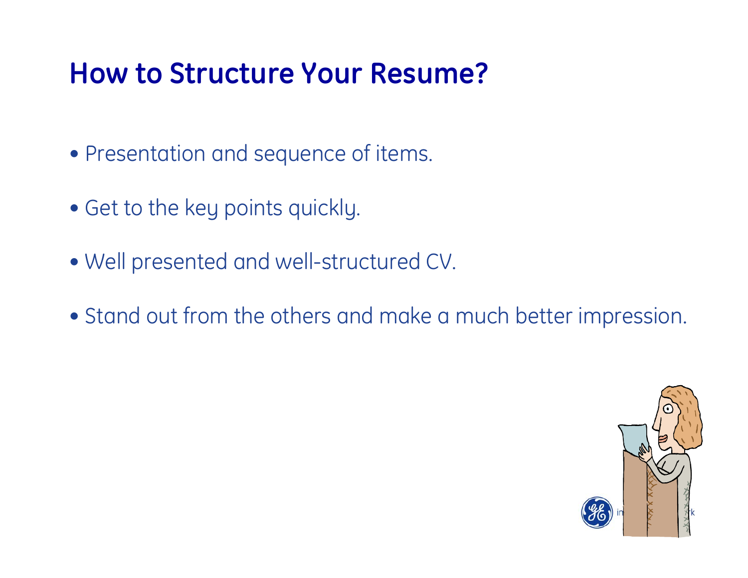# How to Structure Your Resume?

- Presentation and sequence of items.
- Get to the key points quickly.
- Well presented and well-structured CV.
- Stand out from the others and make a much better impression.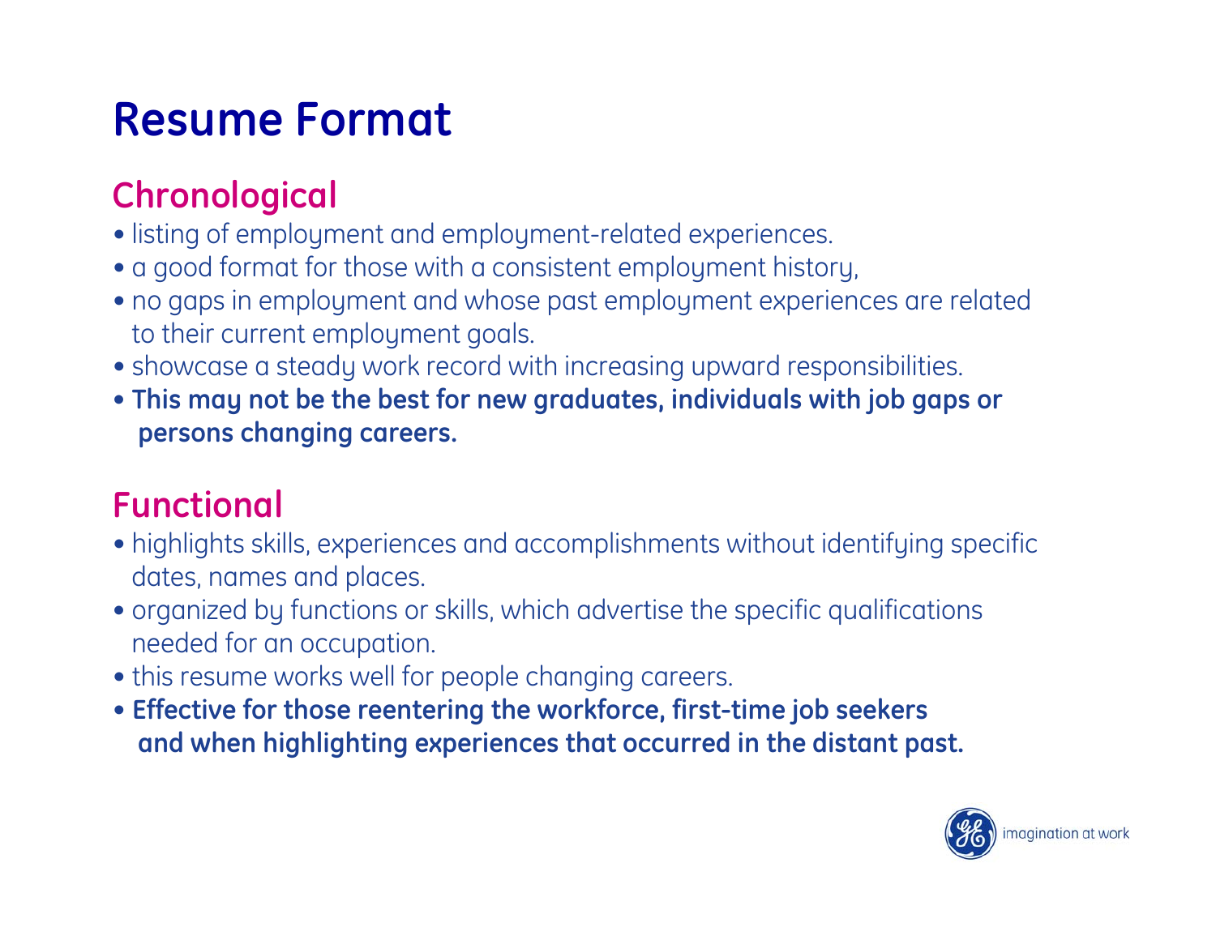# Resume Format

## Chronological

- listing of employment and employment-related experiences.
- a good format for those with a consistent employment history,
- no gaps in employment and whose past employment experiences are related to their current employment goals.
- showcase a steady work record with increasing upward responsibilities.
- **This may not be the best for new graduates, individuals with job gaps or persons changing careers.**

## Functional

- highlights skills, experiences and accomplishments without identifying specific dates, names and places.
- organized by functions or skills, which advertise the specific qualifications needed for an occupation.
- this resume works well for people changing careers.
- **Effective for those reentering the workforce, first-time job seekers and when highlighting experiences that occurred in the distant past.**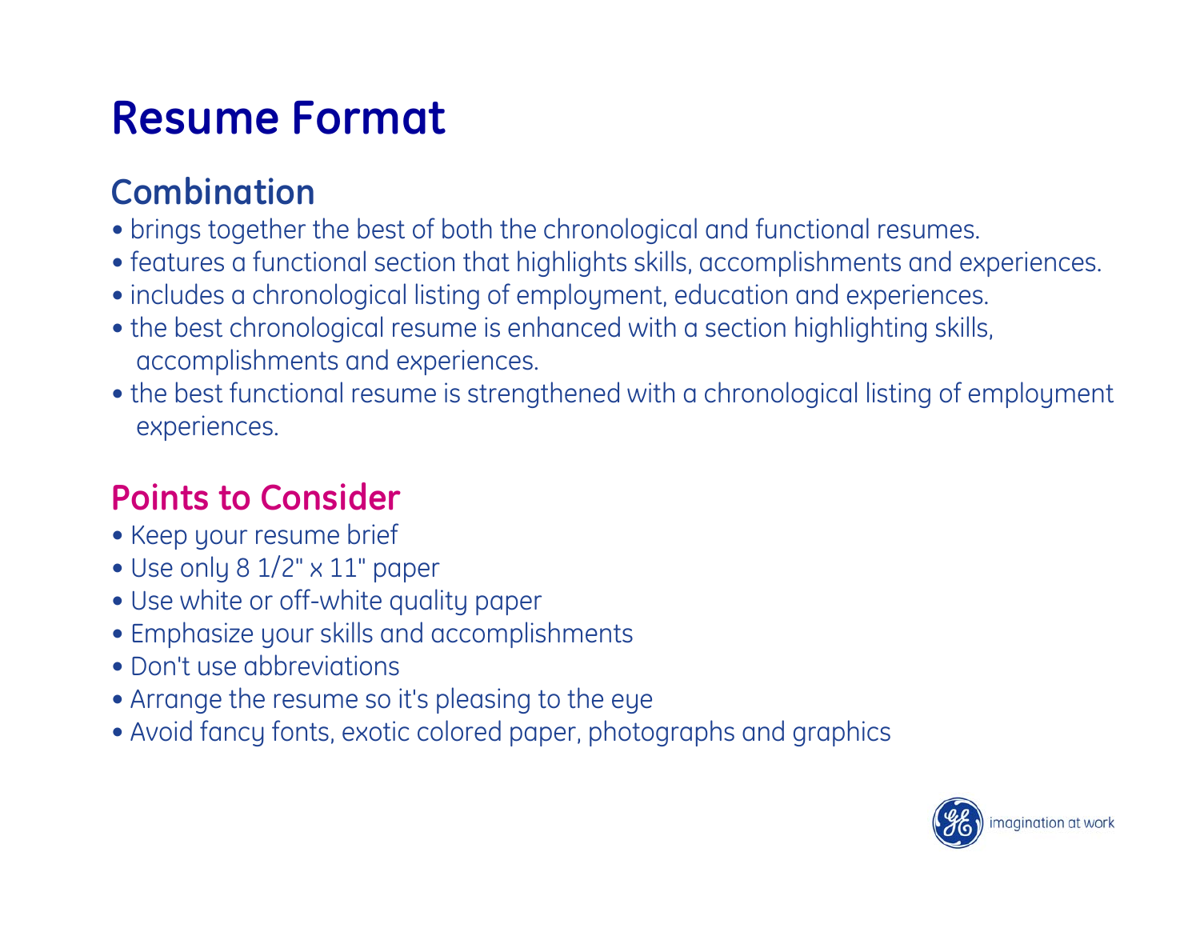# Resume Format

## Combination

- brings together the best of both the chronological and functional resumes.
- features a functional section that highlights skills, accomplishments and experiences.
- includes a chronological listing of employment, education and experiences.
- the best chronological resume is enhanced with a section highlighting skills, accomplishments and experiences.
- the best functional resume is strengthened with a chronological listing of employment experiences.

## Points to Consider

- Keep your resume brief
- Use only 8 1/2" x 11" paper
- Use white or off-white quality paper
- Emphasize your skills and accomplishments
- Don't use abbreviations
- Arrange the resume so it's pleasing to the eye
- Avoid fancy fonts, exotic colored paper, photographs and graphics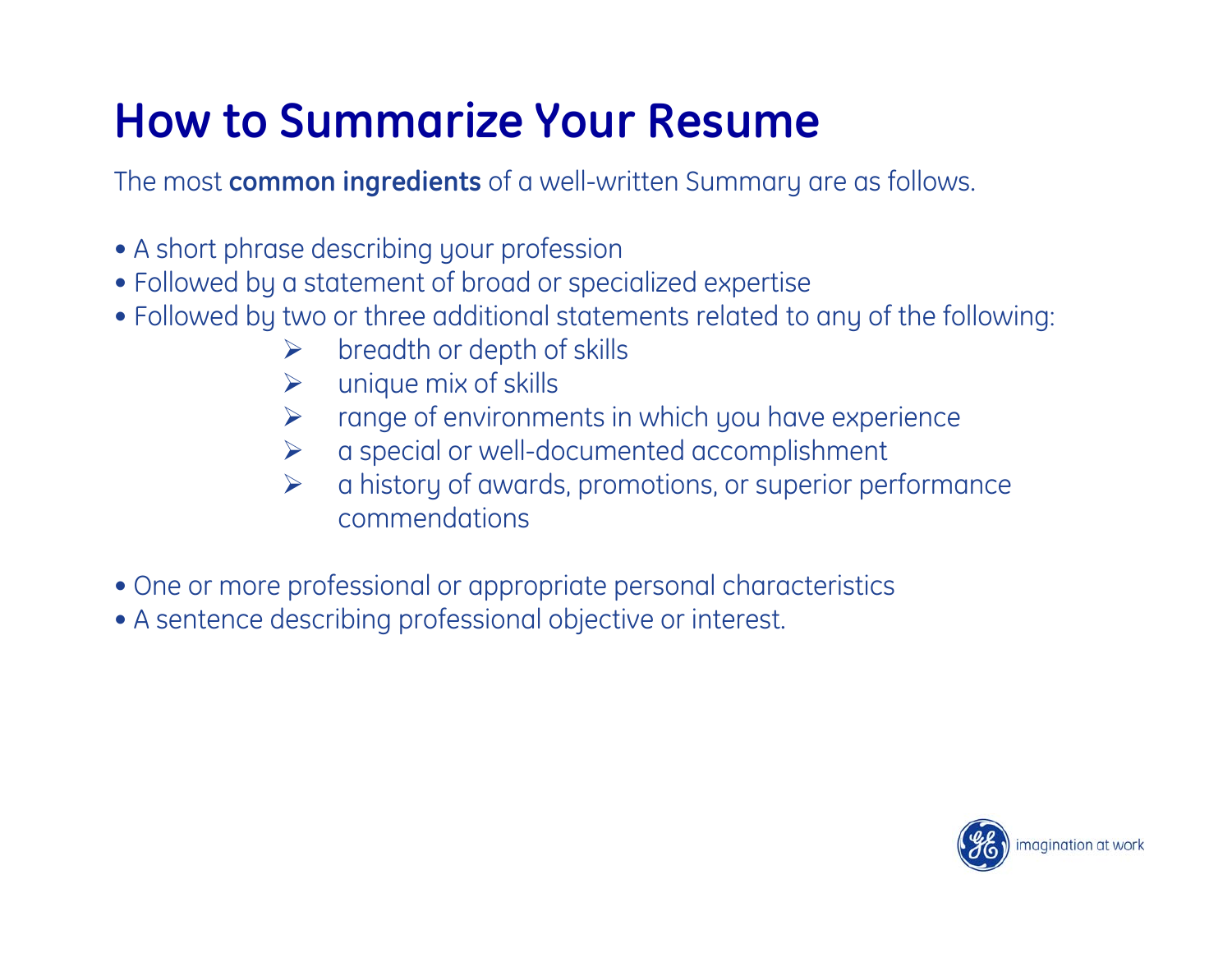# How to Summarize Your Resume

The most **common ingredients** of a well-written Summary are as follows.

- A short phrase describing your profession
- Followed by a statement of broad or specialized expertise
- Followed by two or three additional statements related to any of the following:
  - breadth or depth of skills
  - unique mix of skills
  - range of environments in which you have experience
  - a special or well-documented accomplishment
  - a history of awards, promotions, or superior performance commendations
- One or more professional or appropriate personal characteristics
- A sentence describing professional objective or interest.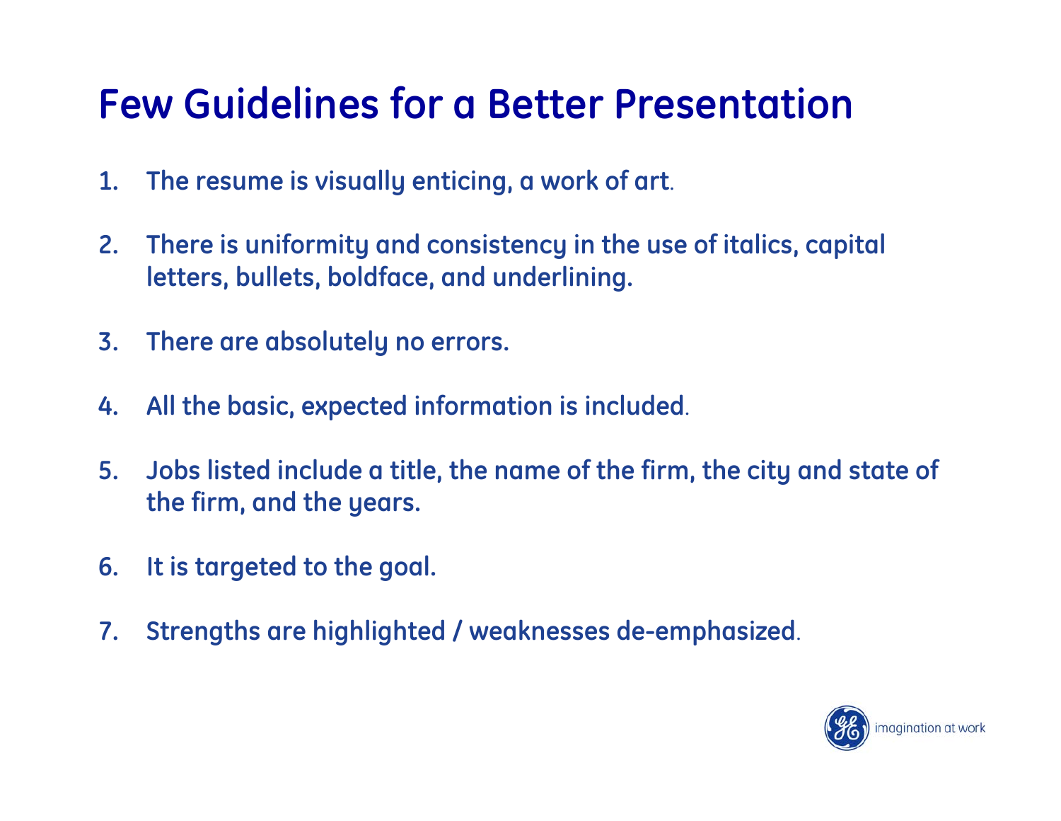# Few Guidelines for a Better Presentation

1. **The resume is visually enticing, a work of art.**
2. **There is uniformity and consistency in the use of italics, capital letters, bullets, boldface, and underlining.**
3. **There are absolutely no errors.**
4. **All the basic, expected information is included.**
5. **Jobs listed include a title, the name of the firm, the city and state of the firm, and the years.**
6. **It is targeted to the goal.**
7. **Strengths are highlighted / weaknesses de-emphasized.**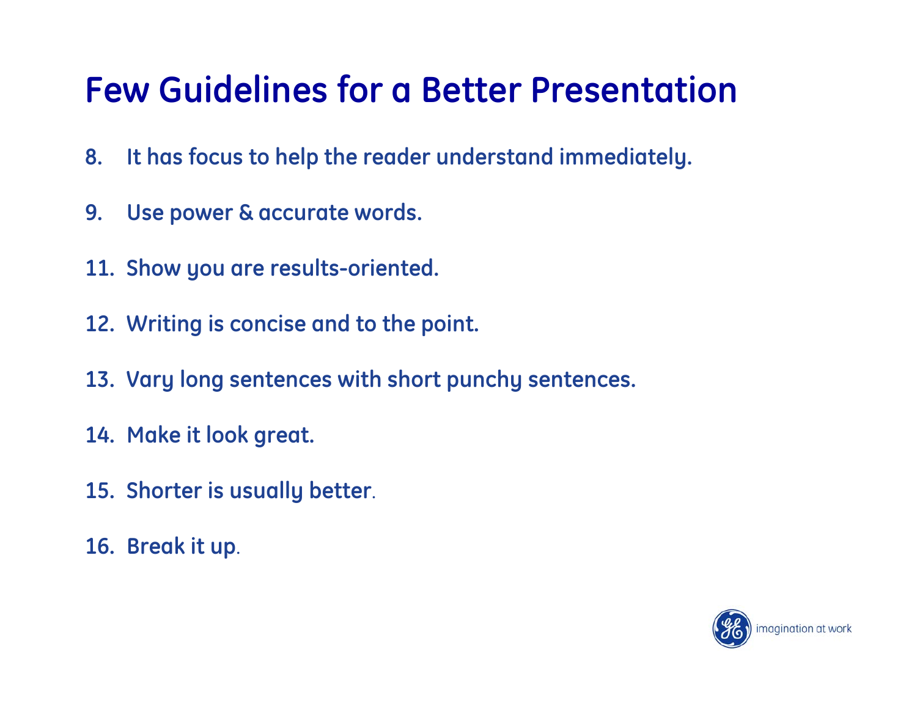# Few Guidelines for a Better Presentation

8. It has focus to help the reader understand immediately.

9. Use power & accurate words.

11. Show you are results-oriented.

12. Writing is concise and to the point.

13. Vary long sentences with short punchy sentences.

14. Make it look great.

15. Shorter is usually better.

16. Break it up.

imagination at work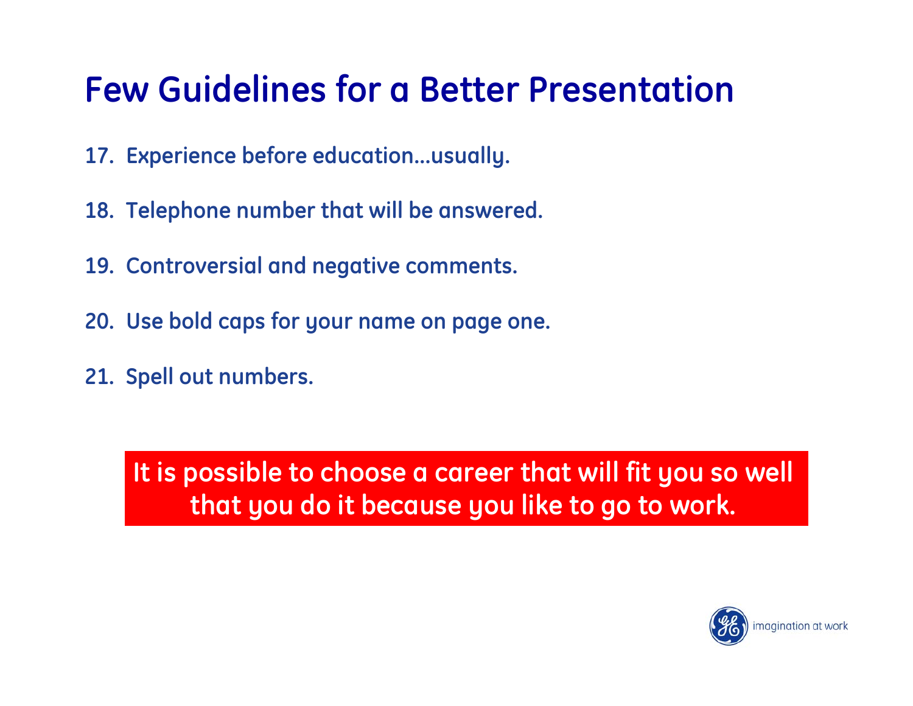# Few Guidelines for a Better Presentation

17. Experience before education…usually.

18. Telephone number that will be answered.

19. Controversial and negative comments.

20. Use bold caps for your name on page one.

21. Spell out numbers.

**It is possible to choose a career that will fit you so well that you do it because you like to go to work.**

imagination at work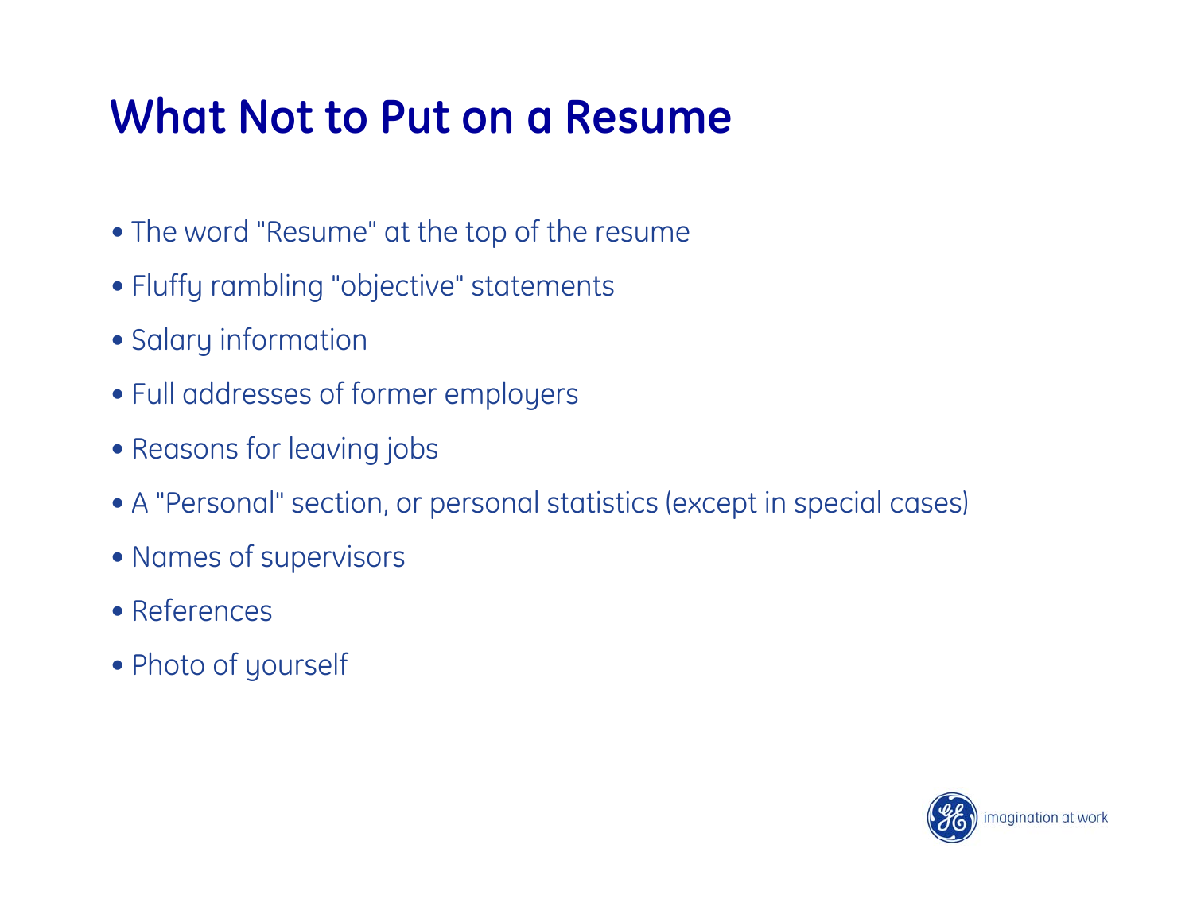# What Not to Put on a Resume

- The word "Resume" at the top of the resume
- Fluffy rambling "objective" statements
- Salary information
- Full addresses of former employers
- Reasons for leaving jobs
- A "Personal" section, or personal statistics (except in special cases)
- Names of supervisors
- References
- Photo of yourself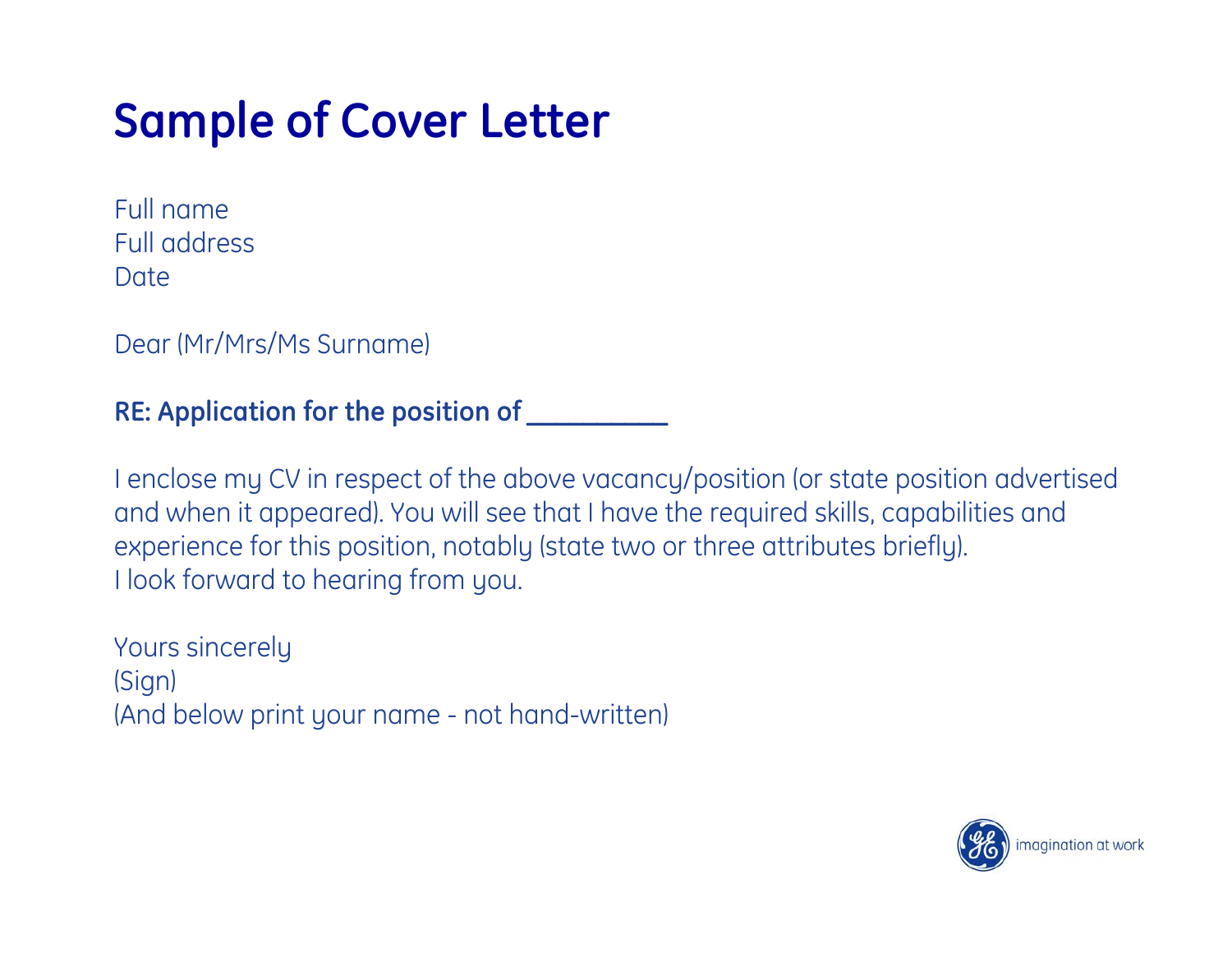# Sample of Cover Letter

Full name
Full address
Date

Dear (Mr/Mrs/Ms Surname)

**RE: Application for the position of ___________**

I enclose my CV in respect of the above vacancy/position (or state position advertised and when it appeared). You will see that I have the required skills, capabilities and experience for this position, notably (state two or three attributes briefly).
I look forward to hearing from you.

Yours sincerely
(Sign)
(And below print your name - not hand-written)

imagination at work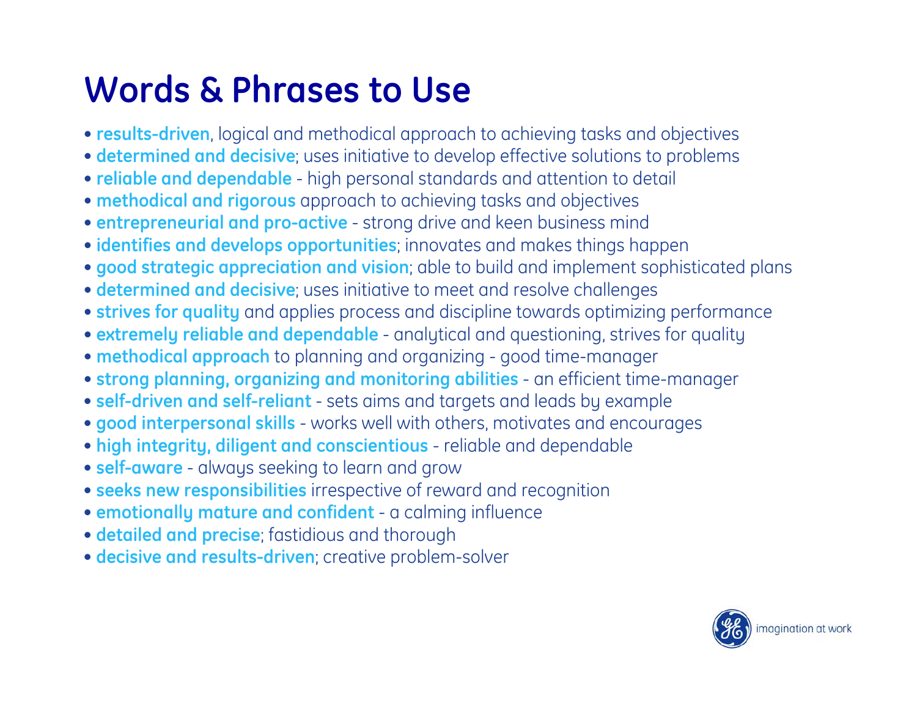# Words & Phrases to Use

- **results-driven**, logical and methodical approach to achieving tasks and objectives
- **determined and decisive**; uses initiative to develop effective solutions to problems
- **reliable and dependable** - high personal standards and attention to detail
- **methodical and rigorous** approach to achieving tasks and objectives
- **entrepreneurial and pro-active** - strong drive and keen business mind
- **identifies and develops opportunities**; innovates and makes things happen
- **good strategic appreciation and vision**; able to build and implement sophisticated plans
- **determined and decisive**; uses initiative to meet and resolve challenges
- **strives for quality** and applies process and discipline towards optimizing performance
- **extremely reliable and dependable** - analytical and questioning, strives for quality
- **methodical approach** to planning and organizing - good time-manager
- **strong planning, organizing and monitoring abilities** - an efficient time-manager
- **self-driven and self-reliant** - sets aims and targets and leads by example
- **good interpersonal skills** - works well with others, motivates and encourages
- **high integrity, diligent and conscientious** - reliable and dependable
- **self-aware** - always seeking to learn and grow
- **seeks new responsibilities** irrespective of reward and recognition
- **emotionally mature and confident** - a calming influence
- **detailed and precise**; fastidious and thorough
- **decisive and results-driven**; creative problem-solver

imagination at work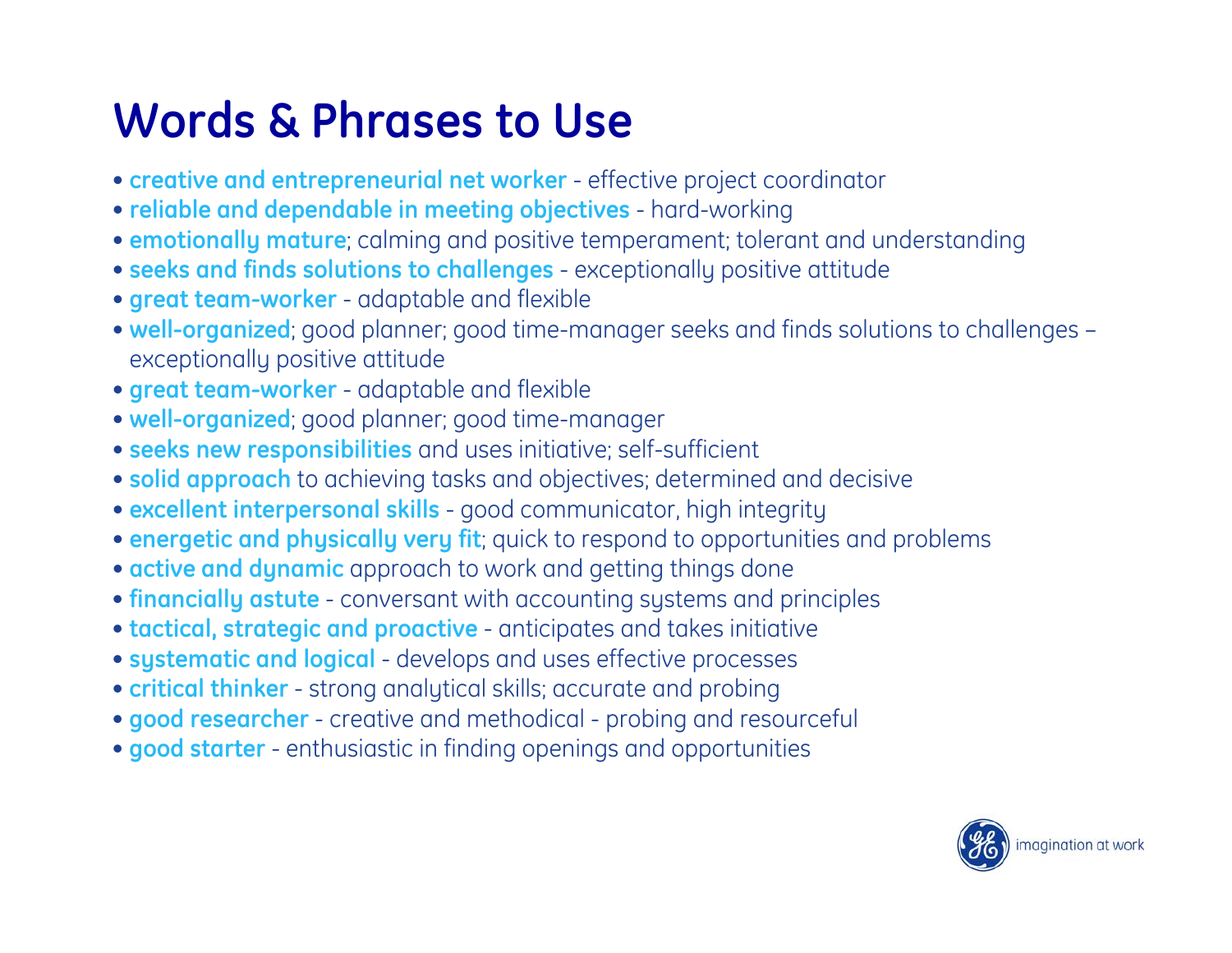# Words & Phrases to Use

- **creative and entrepreneurial net worker** - effective project coordinator
- **reliable and dependable in meeting objectives** - hard-working
- **emotionally mature**; calming and positive temperament; tolerant and understanding
- **seeks and finds solutions to challenges** - exceptionally positive attitude
- **great team-worker** - adaptable and flexible
- **well-organized**; good planner; good time-manager seeks and finds solutions to challenges – exceptionally positive attitude
- **great team-worker** - adaptable and flexible
- **well-organized**; good planner; good time-manager
- **seeks new responsibilities** and uses initiative; self-sufficient
- **solid approach** to achieving tasks and objectives; determined and decisive
- **excellent interpersonal skills** - good communicator, high integrity
- **energetic and physically very fit**; quick to respond to opportunities and problems
- **active and dynamic** approach to work and getting things done
- **financially astute** - conversant with accounting systems and principles
- **tactical, strategic and proactive** - anticipates and takes initiative
- **systematic and logical** - develops and uses effective processes
- **critical thinker** - strong analytical skills; accurate and probing
- **good researcher** - creative and methodical - probing and resourceful
- **good starter** - enthusiastic in finding openings and opportunities